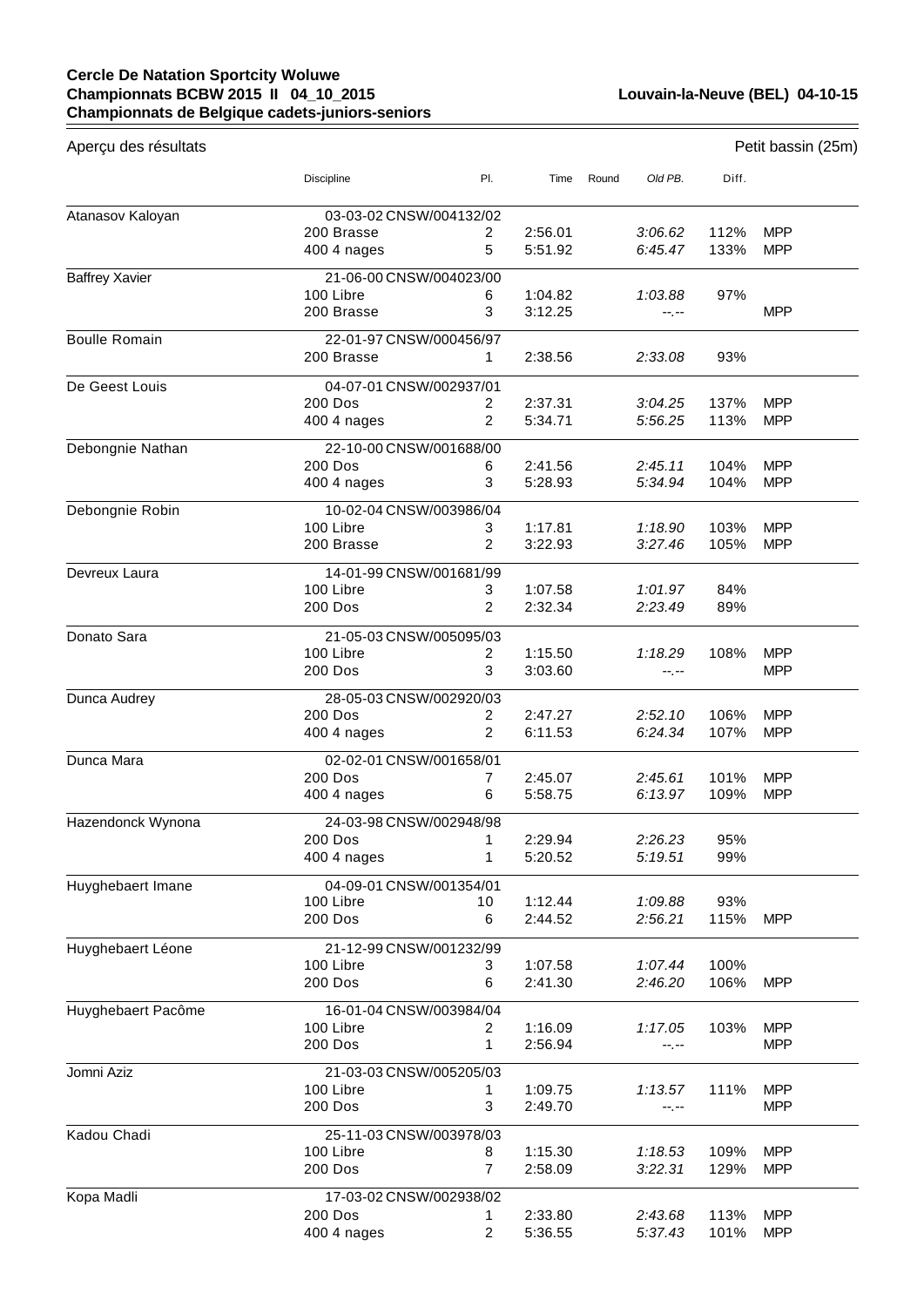**Cercle De Natation Sportcity Woluwe**
**Championnats BCBW 2015 II 04_10_2015** **Louvain-la-Neuve (BEL) 04-10-15**
**Championnats de Belgique cadets-juniors-seniors**

Aperçu des résultats — Petit bassin (25m)

| | Discipline | Pl. | Time | Round | *Old PB.* | Diff. | |
|---|---|---|---|---|---|---|---|
| Atanasov Kaloyan | 03-03-02 CNSW/004132/02 | | | | | | |
| | 200 Brasse | 2 | 2:56.01 | | *3:06.62* | 112% | MPP |
| | 400 4 nages | 5 | 5:51.92 | | *6:45.47* | 133% | MPP |
| Baffrey Xavier | 21-06-00 CNSW/004023/00 | | | | | | |
| | 100 Libre | 6 | 1:04.82 | | *1:03.88* | 97% | |
| | 200 Brasse | 3 | 3:12.25 | | *--.--* | | MPP |
| Boulle Romain | 22-01-97 CNSW/000456/97 | | | | | | |
| | 200 Brasse | 1 | 2:38.56 | | *2:33.08* | 93% | |
| De Geest Louis | 04-07-01 CNSW/002937/01 | | | | | | |
| | 200 Dos | 2 | 2:37.31 | | *3:04.25* | 137% | MPP |
| | 400 4 nages | 2 | 5:34.71 | | *5:56.25* | 113% | MPP |
| Debongnie Nathan | 22-10-00 CNSW/001688/00 | | | | | | |
| | 200 Dos | 6 | 2:41.56 | | *2:45.11* | 104% | MPP |
| | 400 4 nages | 3 | 5:28.93 | | *5:34.94* | 104% | MPP |
| Debongnie Robin | 10-02-04 CNSW/003986/04 | | | | | | |
| | 100 Libre | 3 | 1:17.81 | | *1:18.90* | 103% | MPP |
| | 200 Brasse | 2 | 3:22.93 | | *3:27.46* | 105% | MPP |
| Devreux Laura | 14-01-99 CNSW/001681/99 | | | | | | |
| | 100 Libre | 3 | 1:07.58 | | *1:01.97* | 84% | |
| | 200 Dos | 2 | 2:32.34 | | *2:23.49* | 89% | |
| Donato Sara | 21-05-03 CNSW/005095/03 | | | | | | |
| | 100 Libre | 2 | 1:15.50 | | *1:18.29* | 108% | MPP |
| | 200 Dos | 3 | 3:03.60 | | *--.--* | | MPP |
| Dunca Audrey | 28-05-03 CNSW/002920/03 | | | | | | |
| | 200 Dos | 2 | 2:47.27 | | *2:52.10* | 106% | MPP |
| | 400 4 nages | 2 | 6:11.53 | | *6:24.34* | 107% | MPP |
| Dunca Mara | 02-02-01 CNSW/001658/01 | | | | | | |
| | 200 Dos | 7 | 2:45.07 | | *2:45.61* | 101% | MPP |
| | 400 4 nages | 6 | 5:58.75 | | *6:13.97* | 109% | MPP |
| Hazendonck Wynona | 24-03-98 CNSW/002948/98 | | | | | | |
| | 200 Dos | 1 | 2:29.94 | | *2:26.23* | 95% | |
| | 400 4 nages | 1 | 5:20.52 | | *5:19.51* | 99% | |
| Huyghebaert Imane | 04-09-01 CNSW/001354/01 | | | | | | |
| | 100 Libre | 10 | 1:12.44 | | *1:09.88* | 93% | |
| | 200 Dos | 6 | 2:44.52 | | *2:56.21* | 115% | MPP |
| Huyghebaert Léone | 21-12-99 CNSW/001232/99 | | | | | | |
| | 100 Libre | 3 | 1:07.58 | | *1:07.44* | 100% | |
| | 200 Dos | 6 | 2:41.30 | | *2:46.20* | 106% | MPP |
| Huyghebaert Pacôme | 16-01-04 CNSW/003984/04 | | | | | | |
| | 100 Libre | 2 | 1:16.09 | | *1:17.05* | 103% | MPP |
| | 200 Dos | 1 | 2:56.94 | | *--.--* | | MPP |
| Jomni Aziz | 21-03-03 CNSW/005205/03 | | | | | | |
| | 100 Libre | 1 | 1:09.75 | | *1:13.57* | 111% | MPP |
| | 200 Dos | 3 | 2:49.70 | | *--.--* | | MPP |
| Kadou Chadi | 25-11-03 CNSW/003978/03 | | | | | | |
| | 100 Libre | 8 | 1:15.30 | | *1:18.53* | 109% | MPP |
| | 200 Dos | 7 | 2:58.09 | | *3:22.31* | 129% | MPP |
| Kopa Madli | 17-03-02 CNSW/002938/02 | | | | | | |
| | 200 Dos | 1 | 2:33.80 | | *2:43.68* | 113% | MPP |
| | 400 4 nages | 2 | 5:36.55 | | *5:37.43* | 101% | MPP |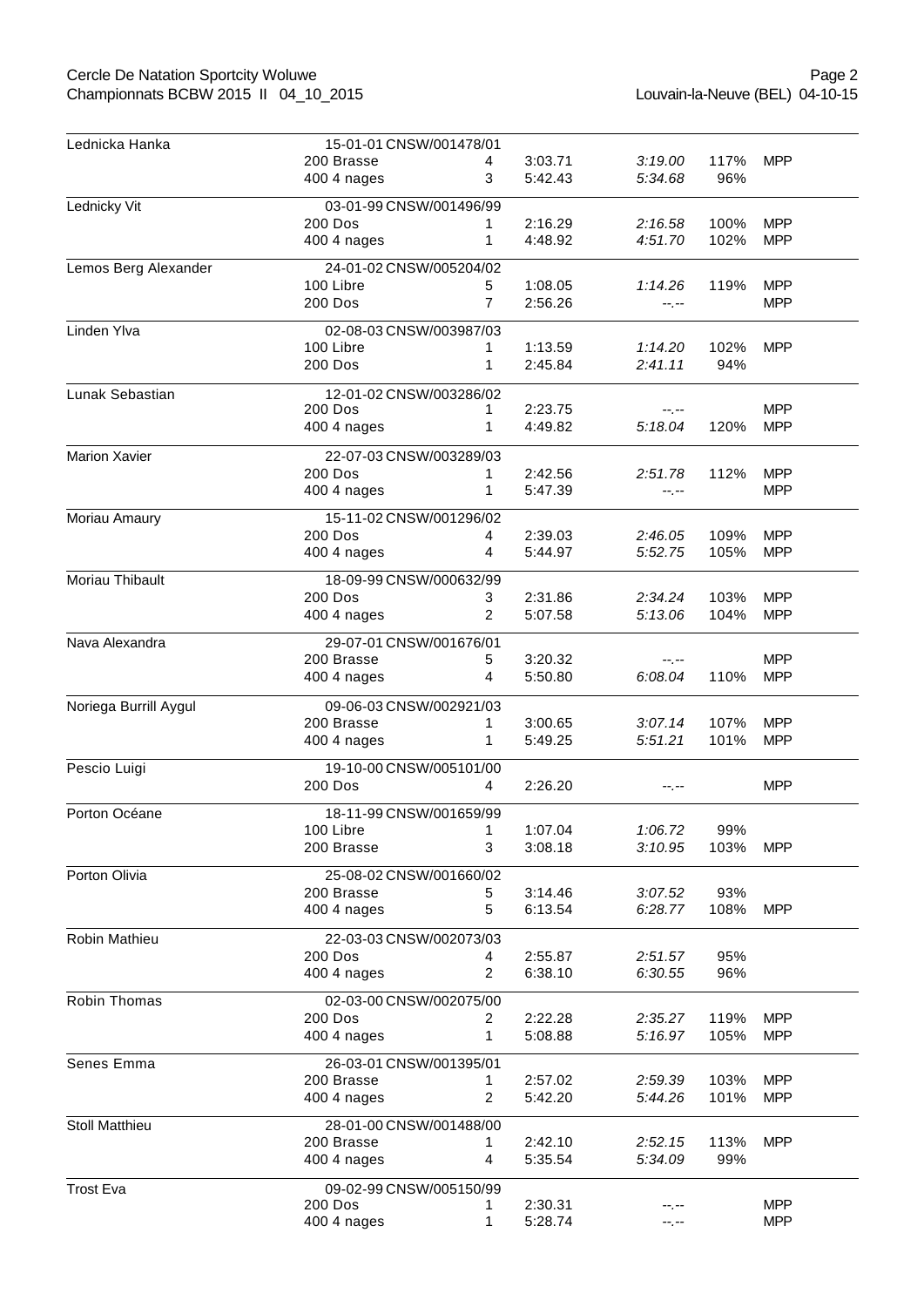| Nom | Épreuve | Place | Temps | Temps | % | |
|---|---|---|---|---|---|---|
| Lednicka Hanka | 15-01-01 CNSW/001478/01 | | | | | |
| | 200 Brasse | 4 | 3:03.71 | *3:19.00* | 117% | MPP |
| | 400 4 nages | 3 | 5:42.43 | *5:34.68* | 96% | |
| Lednicky Vit | 03-01-99 CNSW/001496/99 | | | | | |
| | 200 Dos | 1 | 2:16.29 | *2:16.58* | 100% | MPP |
| | 400 4 nages | 1 | 4:48.92 | *4:51.70* | 102% | MPP |
| Lemos Berg Alexander | 24-01-02 CNSW/005204/02 | | | | | |
| | 100 Libre | 5 | 1:08.05 | *1:14.26* | 119% | MPP |
| | 200 Dos | 7 | 2:56.26 | *--.--* | | MPP |
| Linden Ylva | 02-08-03 CNSW/003987/03 | | | | | |
| | 100 Libre | 1 | 1:13.59 | *1:14.20* | 102% | MPP |
| | 200 Dos | 1 | 2:45.84 | *2:41.11* | 94% | |
| Lunak Sebastian | 12-01-02 CNSW/003286/02 | | | | | |
| | 200 Dos | 1 | 2:23.75 | *--.--* | | MPP |
| | 400 4 nages | 1 | 4:49.82 | *5:18.04* | 120% | MPP |
| Marion Xavier | 22-07-03 CNSW/003289/03 | | | | | |
| | 200 Dos | 1 | 2:42.56 | *2:51.78* | 112% | MPP |
| | 400 4 nages | 1 | 5:47.39 | *--.--* | | MPP |
| Moriau Amaury | 15-11-02 CNSW/001296/02 | | | | | |
| | 200 Dos | 4 | 2:39.03 | *2:46.05* | 109% | MPP |
| | 400 4 nages | 4 | 5:44.97 | *5:52.75* | 105% | MPP |
| Moriau Thibault | 18-09-99 CNSW/000632/99 | | | | | |
| | 200 Dos | 3 | 2:31.86 | *2:34.24* | 103% | MPP |
| | 400 4 nages | 2 | 5:07.58 | *5:13.06* | 104% | MPP |
| Nava Alexandra | 29-07-01 CNSW/001676/01 | | | | | |
| | 200 Brasse | 5 | 3:20.32 | *--.--* | | MPP |
| | 400 4 nages | 4 | 5:50.80 | *6:08.04* | 110% | MPP |
| Noriega Burrill Aygul | 09-06-03 CNSW/002921/03 | | | | | |
| | 200 Brasse | 1 | 3:00.65 | *3:07.14* | 107% | MPP |
| | 400 4 nages | 1 | 5:49.25 | *5:51.21* | 101% | MPP |
| Pescio Luigi | 19-10-00 CNSW/005101/00 | | | | | |
| | 200 Dos | 4 | 2:26.20 | *--.--* | | MPP |
| Porton Océane | 18-11-99 CNSW/001659/99 | | | | | |
| | 100 Libre | 1 | 1:07.04 | *1:06.72* | 99% | |
| | 200 Brasse | 3 | 3:08.18 | *3:10.95* | 103% | MPP |
| Porton Olivia | 25-08-02 CNSW/001660/02 | | | | | |
| | 200 Brasse | 5 | 3:14.46 | *3:07.52* | 93% | |
| | 400 4 nages | 5 | 6:13.54 | *6:28.77* | 108% | MPP |
| Robin Mathieu | 22-03-03 CNSW/002073/03 | | | | | |
| | 200 Dos | 4 | 2:55.87 | *2:51.57* | 95% | |
| | 400 4 nages | 2 | 6:38.10 | *6:30.55* | 96% | |
| Robin Thomas | 02-03-00 CNSW/002075/00 | | | | | |
| | 200 Dos | 2 | 2:22.28 | *2:35.27* | 119% | MPP |
| | 400 4 nages | 1 | 5:08.88 | *5:16.97* | 105% | MPP |
| Senes Emma | 26-03-01 CNSW/001395/01 | | | | | |
| | 200 Brasse | 1 | 2:57.02 | *2:59.39* | 103% | MPP |
| | 400 4 nages | 2 | 5:42.20 | *5:44.26* | 101% | MPP |
| Stoll Matthieu | 28-01-00 CNSW/001488/00 | | | | | |
| | 200 Brasse | 1 | 2:42.10 | *2:52.15* | 113% | MPP |
| | 400 4 nages | 4 | 5:35.54 | *5:34.09* | 99% | |
| Trost Eva | 09-02-99 CNSW/005150/99 | | | | | |
| | 200 Dos | 1 | 2:30.31 | *--.--* | | MPP |
| | 400 4 nages | 1 | 5:28.74 | *--.--* | | MPP |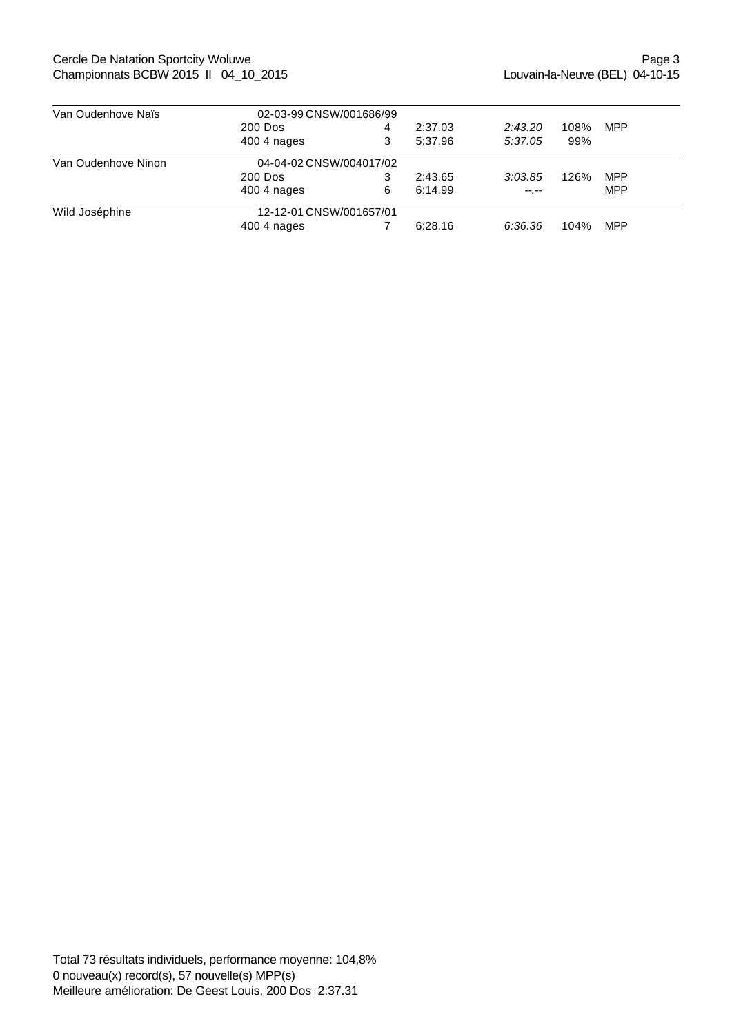| | | | | | | |
|---|---|---|---|---|---|---|
| Van Oudenhove Naïs | 02-03-99 CNSW/001686/99 | | | | | |
| | 200 Dos | 4 | 2:37.03 | *2:43.20* | 108% | MPP |
| | 400 4 nages | 3 | 5:37.96 | *5:37.05* | 99% | |
| Van Oudenhove Ninon | 04-04-02 CNSW/004017/02 | | | | | |
| | 200 Dos | 3 | 2:43.65 | *3:03.85* | 126% | MPP |
| | 400 4 nages | 6 | 6:14.99 | *--.--* | | MPP |
| Wild Joséphine | 12-12-01 CNSW/001657/01 | | | | | |
| | 400 4 nages | 7 | 6:28.16 | *6:36.36* | 104% | MPP |

Total 73 résultats individuels, performance moyenne: 104,8%
0 nouveau(x) record(s), 57 nouvelle(s) MPP(s)
Meilleure amélioration: De Geest Louis, 200 Dos 2:37.31